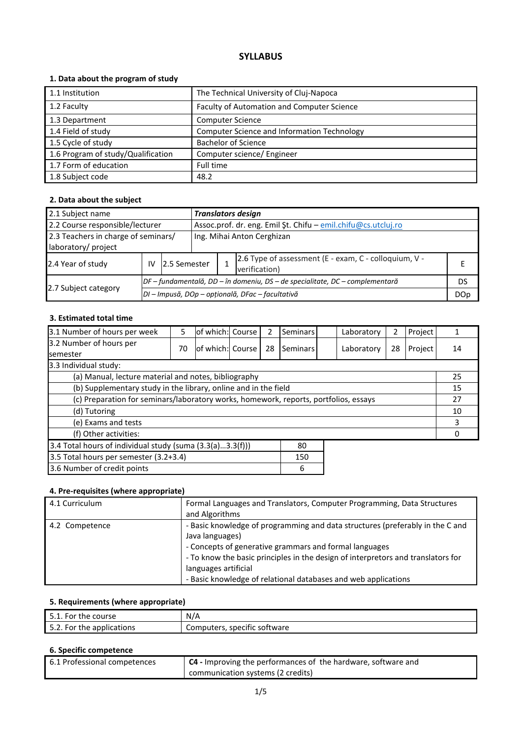# SYLLABUS

## 1. Data about the program of study

| | |
|---|---|
| 1.1 Institution | The Technical University of Cluj-Napoca |
| 1.2 Faculty | Faculty of Automation and Computer Science |
| 1.3 Department | Computer Science |
| 1.4 Field of study | Computer Science and Information Technology |
| 1.5 Cycle of study | Bachelor of Science |
| 1.6 Program of study/Qualification | Computer science/ Engineer |
| 1.7 Form of education | Full time |
| 1.8 Subject code | 48.2 |

## 2. Data about the subject

| | | | | | |
|---|---|---|---|---|---|
| 2.1 Subject name | ***Translators design*** | | | | |
| 2.2 Course responsible/lecturer | Assoc.prof. dr. eng. Emil Şt. Chifu – emil.chifu@cs.utcluj.ro | | | | |
| 2.3 Teachers in charge of seminars/ laboratory/ project | Ing. Mihai Anton Cerghizan | | | | |
| 2.4 Year of study | IV | 2.5 Semester | 1 | 2.6 Type of assessment (E - exam, C - colloquium, V - verification) | E |
| 2.7 Subject category | *DF – fundamentală, DD – în domeniu, DS – de specialitate, DC – complementară* | | | | DS |
| | *DI – Impusă, DOp – opțională, DFac – facultativă* | | | | DOp |

## 3. Estimated total time

| | | | | | | | | | |
|---|---|---|---|---|---|---|---|---|---|
| 3.1 Number of hours per week | 5 | of which: Course | 2 | Seminars | | Laboratory | 2 | Project | 1 |
| 3.2 Number of hours per semester | 70 | of which: Course | 28 | Seminars | | Laboratory | 28 | Project | 14 |
| 3.3 Individual study: | | | | | | | | | |
| (a) Manual, lecture material and notes, bibliography | | | | | | | | | 25 |
| (b) Supplementary study in the library, online and in the field | | | | | | | | | 15 |
| (c) Preparation for seminars/laboratory works, homework, reports, portfolios, essays | | | | | | | | | 27 |
| (d) Tutoring | | | | | | | | | 10 |
| (e) Exams and tests | | | | | | | | | 3 |
| (f) Other activities: | | | | | | | | | 0 |

| | |
|---|---|
| 3.4 Total hours of individual study (suma (3.3(a)...3.3(f))) | 80 |
| 3.5 Total hours per semester (3.2+3.4) | 150 |
| 3.6 Number of credit points | 6 |

## 4. Pre-requisites (where appropriate)

| | |
|---|---|
| 4.1 Curriculum | Formal Languages and Translators, Computer Programming, Data Structures and Algorithms |
| 4.2 Competence | - Basic knowledge of programming and data structures (preferably in the C and Java languages)<br>- Concepts of generative grammars and formal languages<br>- To know the basic principles in the design of interpretors and translators for languages artificial<br>- Basic knowledge of relational databases and web applications |

## 5. Requirements (where appropriate)

| | |
|---|---|
| 5.1. For the course | N/A |
| 5.2. For the applications | Computers, specific software |

## 6. Specific competence

| | |
|---|---|
| 6.1 Professional competences | **C4 -** Improving the performances of the hardware, software and communication systems (2 credits) |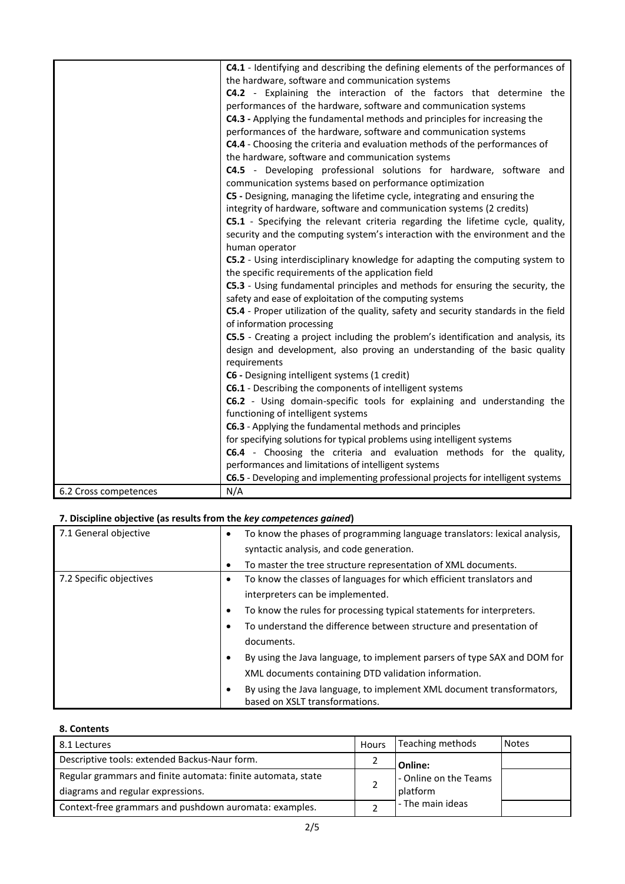| | |
|---|---|
| | **C4.1** - Identifying and describing the defining elements of the performances of the hardware, software and communication systems<br>**C4.2** - Explaining the interaction of the factors that determine the performances of the hardware, software and communication systems<br>**C4.3 -** Applying the fundamental methods and principles for increasing the performances of the hardware, software and communication systems<br>**C4.4** - Choosing the criteria and evaluation methods of the performances of the hardware, software and communication systems<br>**C4.5** - Developing professional solutions for hardware, software and communication systems based on performance optimization<br>**C5 -** Designing, managing the lifetime cycle, integrating and ensuring the integrity of hardware, software and communication systems (2 credits)<br>**C5.1** - Specifying the relevant criteria regarding the lifetime cycle, quality, security and the computing system's interaction with the environment and the human operator<br>**C5.2** - Using interdisciplinary knowledge for adapting the computing system to the specific requirements of the application field<br>**C5.3** - Using fundamental principles and methods for ensuring the security, the safety and ease of exploitation of the computing systems<br>**C5.4** - Proper utilization of the quality, safety and security standards in the field of information processing<br>**C5.5** - Creating a project including the problem's identification and analysis, its design and development, also proving an understanding of the basic quality requirements<br>**C6 -** Designing intelligent systems (1 credit)<br>**C6.1** - Describing the components of intelligent systems<br>**C6.2** - Using domain-specific tools for explaining and understanding the functioning of intelligent systems<br>**C6.3** - Applying the fundamental methods and principles for specifying solutions for typical problems using intelligent systems<br>**C6.4** - Choosing the criteria and evaluation methods for the quality, performances and limitations of intelligent systems<br>**C6.5** - Developing and implementing professional projects for intelligent systems |
| 6.2 Cross competences | N/A |

### 7. Discipline objective (as results from the *key competences gained*)

| | |
|---|---|
| 7.1 General objective | • To know the phases of programming language translators: lexical analysis, syntactic analysis, and code generation.<br>• To master the tree structure representation of XML documents. |
| 7.2 Specific objectives | • To know the classes of languages for which efficient translators and interpreters can be implemented.<br>• To know the rules for processing typical statements for interpreters.<br>• To understand the difference between structure and presentation of documents.<br>• By using the Java language, to implement parsers of type SAX and DOM for XML documents containing DTD validation information.<br>• By using the Java language, to implement XML document transformators, based on XSLT transformations. |

### 8. Contents

| 8.1 Lectures | Hours | Teaching methods | Notes |
|---|---|---|---|
| Descriptive tools: extended Backus-Naur form. | 2 | **Online:**<br>- Online on the Teams platform<br>- The main ideas | |
| Regular grammars and finite automata: finite automata, state diagrams and regular expressions. | 2 | | |
| Context-free grammars and pushdown auromata: examples. | 2 | | |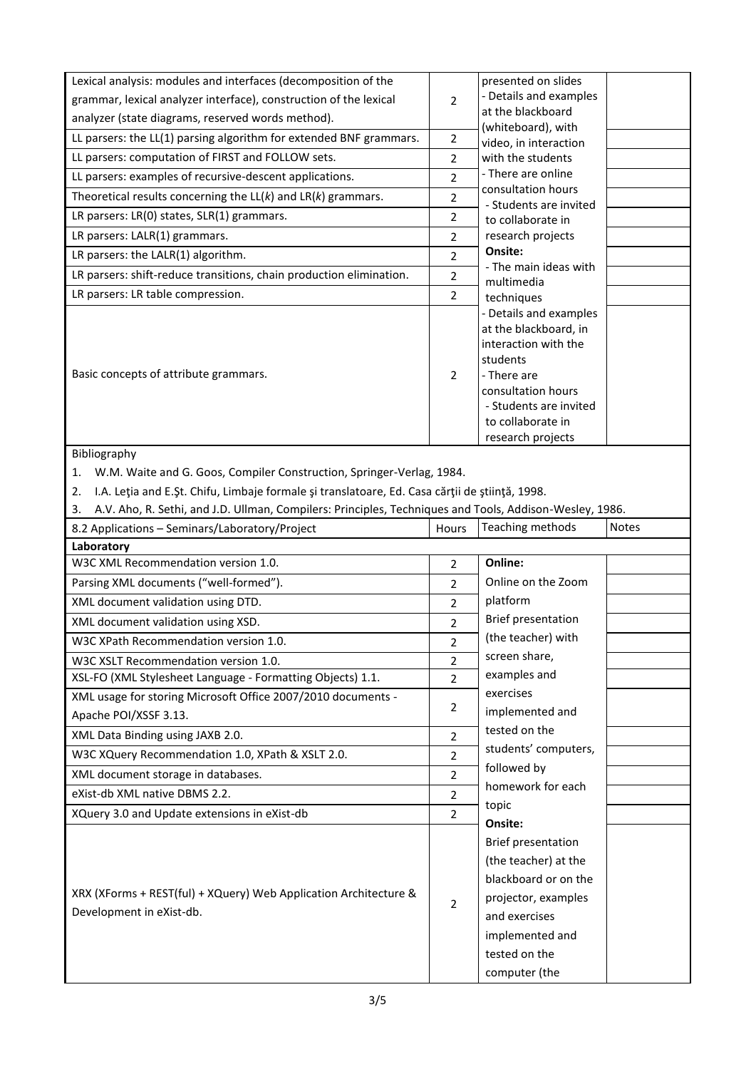| | | | |
|---|---|---|---|
| Lexical analysis: modules and interfaces (decomposition of the grammar, lexical analyzer interface), construction of the lexical analyzer (state diagrams, reserved words method). | 2 | presented on slides<br>- Details and examples at the blackboard (whiteboard), with video, in interaction with the students<br>- There are online consultation hours<br>- Students are invited to collaborate in research projects<br>**Onsite:**<br>- The main ideas with multimedia techniques<br>- Details and examples at the blackboard, in interaction with the students<br>- There are consultation hours<br>- Students are invited to collaborate in research projects | |
| LL parsers: the LL(1) parsing algorithm for extended BNF grammars. | 2 | | |
| LL parsers: computation of FIRST and FOLLOW sets. | 2 | | |
| LL parsers: examples of recursive-descent applications. | 2 | | |
| Theoretical results concerning the LL($k$) and LR($k$) grammars. | 2 | | |
| LR parsers: LR(0) states, SLR(1) grammars. | 2 | | |
| LR parsers: LALR(1) grammars. | 2 | | |
| LR parsers: the LALR(1) algorithm. | 2 | | |
| LR parsers: shift-reduce transitions, chain production elimination. | 2 | | |
| LR parsers: LR table compression. | 2 | | |
| Basic concepts of attribute grammars. | 2 | | |

Bibliography

1. W.M. Waite and G. Goos, Compiler Construction, Springer-Verlag, 1984.
2. I.A. Leţia and E.Şt. Chifu, Limbaje formale şi translatoare, Ed. Casa cărţii de ştiinţă, 1998.
3. A.V. Aho, R. Sethi, and J.D. Ullman, Compilers: Principles, Techniques and Tools, Addison-Wesley, 1986.

| 8.2 Applications – Seminars/Laboratory/Project | Hours | Teaching methods | Notes |
|---|---|---|---|
| **Laboratory** | | | |
| W3C XML Recommendation version 1.0. | 2 | **Online:**<br>Online on the Zoom platform<br>Brief presentation (the teacher) with screen share, examples and exercises implemented and tested on the students' computers, followed by homework for each topic<br>**Onsite:**<br>Brief presentation (the teacher) at the blackboard or on the projector, examples and exercises implemented and tested on the computer (the | |
| Parsing XML documents ("well-formed"). | 2 | | |
| XML document validation using DTD. | 2 | | |
| XML document validation using XSD. | 2 | | |
| W3C XPath Recommendation version 1.0. | 2 | | |
| W3C XSLT Recommendation version 1.0. | 2 | | |
| XSL-FO (XML Stylesheet Language - Formatting Objects) 1.1. | 2 | | |
| XML usage for storing Microsoft Office 2007/2010 documents - Apache POI/XSSF 3.13. | 2 | | |
| XML Data Binding using JAXB 2.0. | 2 | | |
| W3C XQuery Recommendation 1.0, XPath & XSLT 2.0. | 2 | | |
| XML document storage in databases. | 2 | | |
| eXist-db XML native DBMS 2.2. | 2 | | |
| XQuery 3.0 and Update extensions in eXist-db | 2 | | |
| XRX (XForms + REST(ful) + XQuery) Web Application Architecture & Development in eXist-db. | 2 | | |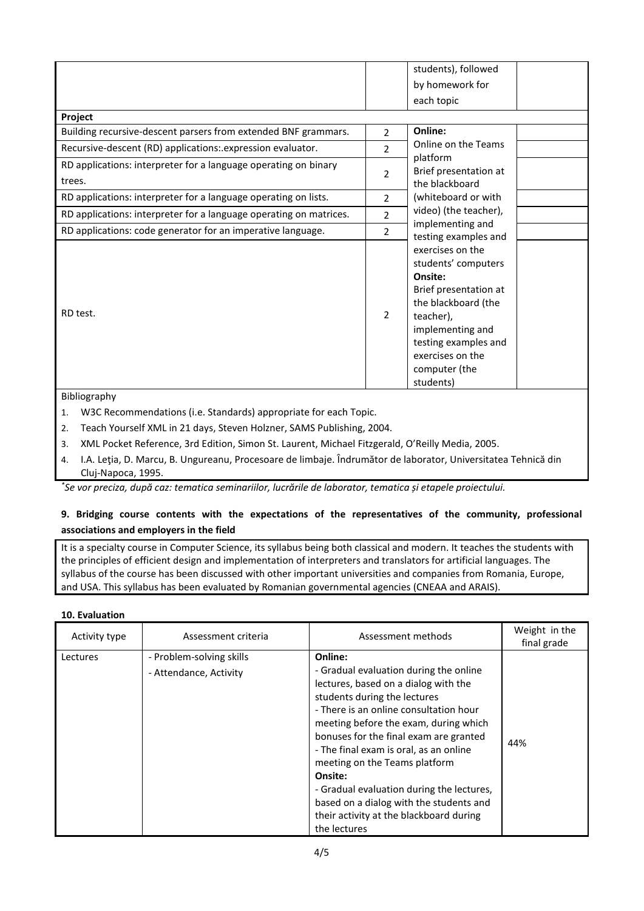| | | students), followed by homework for each topic | |
|---|---|---|---|
| **Project** | | | |
| Building recursive-descent parsers from extended BNF grammars. | 2 | **Online:** Online on the Teams platform Brief presentation at the blackboard (whiteboard or with video) (the teacher), implementing and testing examples and exercises on the students' computers **Onsite:** Brief presentation at the blackboard (the teacher), implementing and testing examples and exercises on the computer (the students) | |
| Recursive-descent (RD) applications:.expression evaluator. | 2 | | |
| RD applications: interpreter for a language operating on binary trees. | 2 | | |
| RD applications: interpreter for a language operating on lists. | 2 | | |
| RD applications: interpreter for a language operating on matrices. | 2 | | |
| RD applications: code generator for an imperative language. | 2 | | |
| RD test. | 2 | | |

Bibliography

1. W3C Recommendations (i.e. Standards) appropriate for each Topic.
2. Teach Yourself XML in 21 days, Steven Holzner, SAMS Publishing, 2004.
3. XML Pocket Reference, 3rd Edition, Simon St. Laurent, Michael Fitzgerald, O'Reilly Media, 2005.
4. I.A. Leţia, D. Marcu, B. Ungureanu, Procesoare de limbaje. Îndrumător de laborator, Universitatea Tehnică din Cluj-Napoca, 1995.

*[*] Se vor preciza, după caz: tematica seminariilor, lucrările de laborator, tematica și etapele proiectului.*

### 9. Bridging course contents with the expectations of the representatives of the community, professional associations and employers in the field

It is a specialty course in Computer Science, its syllabus being both classical and modern. It teaches the students with the principles of efficient design and implementation of interpreters and translators for artificial languages. The syllabus of the course has been discussed with other important universities and companies from Romania, Europe, and USA. This syllabus has been evaluated by Romanian governmental agencies (CNEAA and ARAIS).

### 10. Evaluation

| Activity type | Assessment criteria | Assessment methods | Weight in the final grade |
|---|---|---|---|
| Lectures | - Problem-solving skills<br>- Attendance, Activity | **Online:**<br>- Gradual evaluation during the online lectures, based on a dialog with the students during the lectures<br>- There is an online consultation hour meeting before the exam, during which bonuses for the final exam are granted<br>- The final exam is oral, as an online meeting on the Teams platform<br>**Onsite:**<br>- Gradual evaluation during the lectures, based on a dialog with the students and their activity at the blackboard during the lectures | 44% |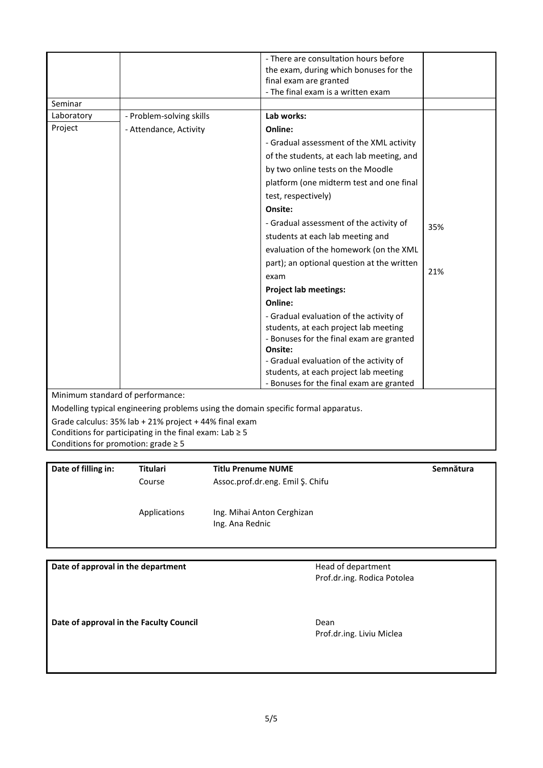| | | | |
|---|---|---|---|
| | | - There are consultation hours before the exam, during which bonuses for the final exam are granted<br>- The final exam is a written exam | |
| Seminar | | | |
| Laboratory | - Problem-solving skills | **Lab works:**<br>**Online:**<br>- Gradual assessment of the XML activity of the students, at each lab meeting, and by two online tests on the Moodle platform (one midterm test and one final test, respectively)<br>**Onsite:**<br>- Gradual assessment of the activity of students at each lab meeting and evaluation of the homework (on the XML part); an optional question at the written exam | 35% |
| Project | - Attendance, Activity | **Project lab meetings:**<br>**Online:**<br>- Gradual evaluation of the activity of students, at each project lab meeting<br>- Bonuses for the final exam are granted<br>**Onsite:**<br>- Gradual evaluation of the activity of students, at each project lab meeting<br>- Bonuses for the final exam are granted | 21% |

Minimum standard of performance:

Modelling typical engineering problems using the domain specific formal apparatus.

Grade calculus: 35% lab + 21% project + 44% final exam
Conditions for participating in the final exam: Lab ≥ 5
Conditions for promotion: grade ≥ 5

| Date of filling in: | Titulari | Titlu Prenume NUME | Semnătura |
|---|---|---|---|
| | Course | Assoc.prof.dr.eng. Emil Ş. Chifu | |
| | Applications | Ing. Mihai Anton Cerghizan<br>Ing. Ana Rednic | |

| | |
|---|---|
| **Date of approval in the department** | Head of department<br>Prof.dr.ing. Rodica Potolea |
| **Date of approval in the Faculty Council** | Dean<br>Prof.dr.ing. Liviu Miclea |